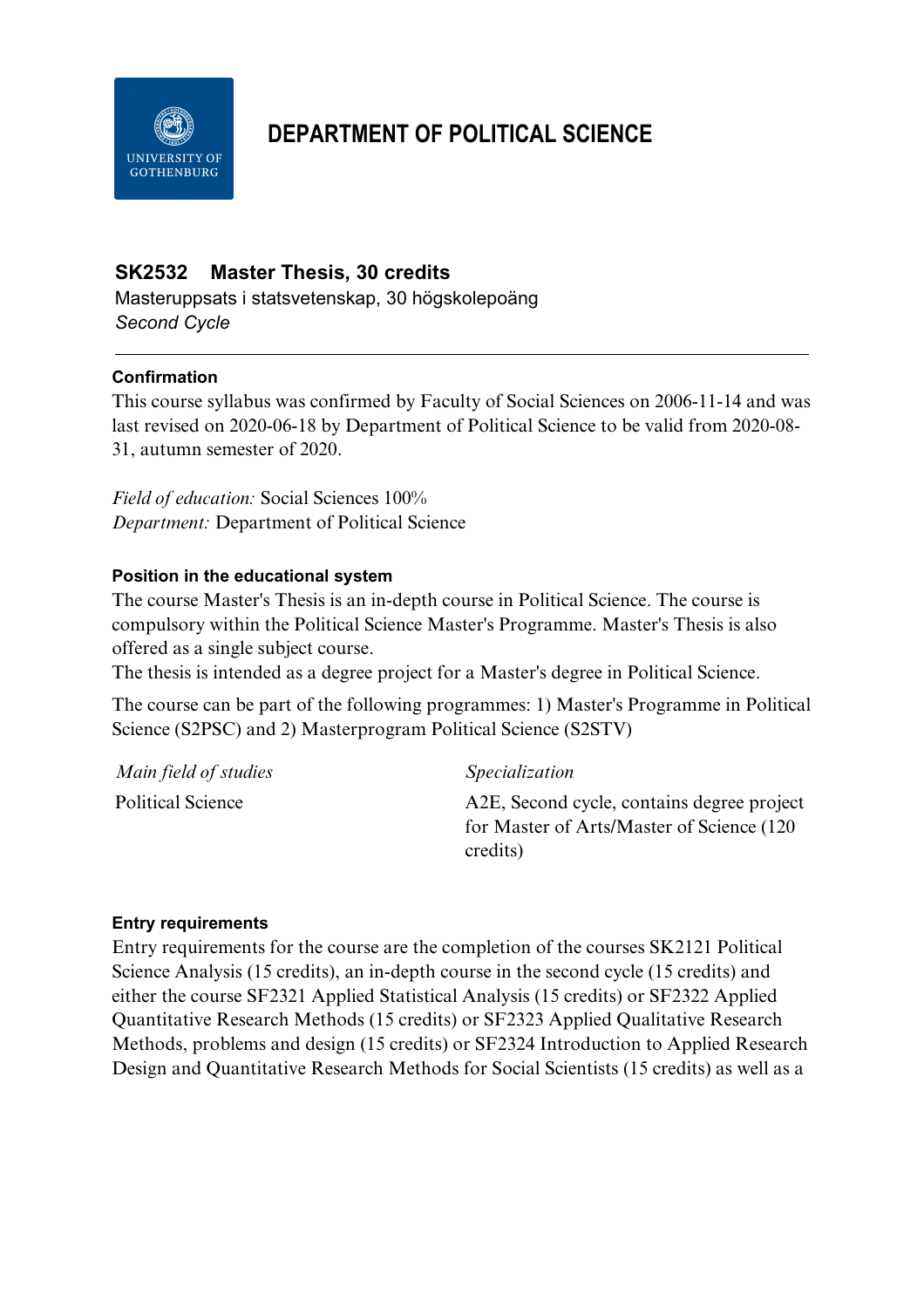# DEPARTMENT OF POLITICAL SCIENCE

## SK2532 Master Thesis, 30 credits

Masteruppsats i statsvetenskap, 30 högskolepoäng

*Second Cycle*

---

### Confirmation

This course syllabus was confirmed by Faculty of Social Sciences on 2006-11-14 and was last revised on 2020-06-18 by Department of Political Science to be valid from 2020-08-31, autumn semester of 2020.

*Field of education:* Social Sciences 100%
*Department:* Department of Political Science

### Position in the educational system

The course Master's Thesis is an in-depth course in Political Science. The course is compulsory within the Political Science Master's Programme. Master's Thesis is also offered as a single subject course.
The thesis is intended as a degree project for a Master's degree in Political Science.

The course can be part of the following programmes: 1) Master's Programme in Political Science (S2PSC) and 2) Masterprogram Political Science (S2STV)

| *Main field of studies* | *Specialization* |
| --- | --- |
| Political Science | A2E, Second cycle, contains degree project for Master of Arts/Master of Science (120 credits) |

### Entry requirements

Entry requirements for the course are the completion of the courses SK2121 Political Science Analysis (15 credits), an in-depth course in the second cycle (15 credits) and either the course SF2321 Applied Statistical Analysis (15 credits) or SF2322 Applied Quantitative Research Methods (15 credits) or SF2323 Applied Qualitative Research Methods, problems and design (15 credits) or SF2324 Introduction to Applied Research Design and Quantitative Research Methods for Social Scientists (15 credits) as well as a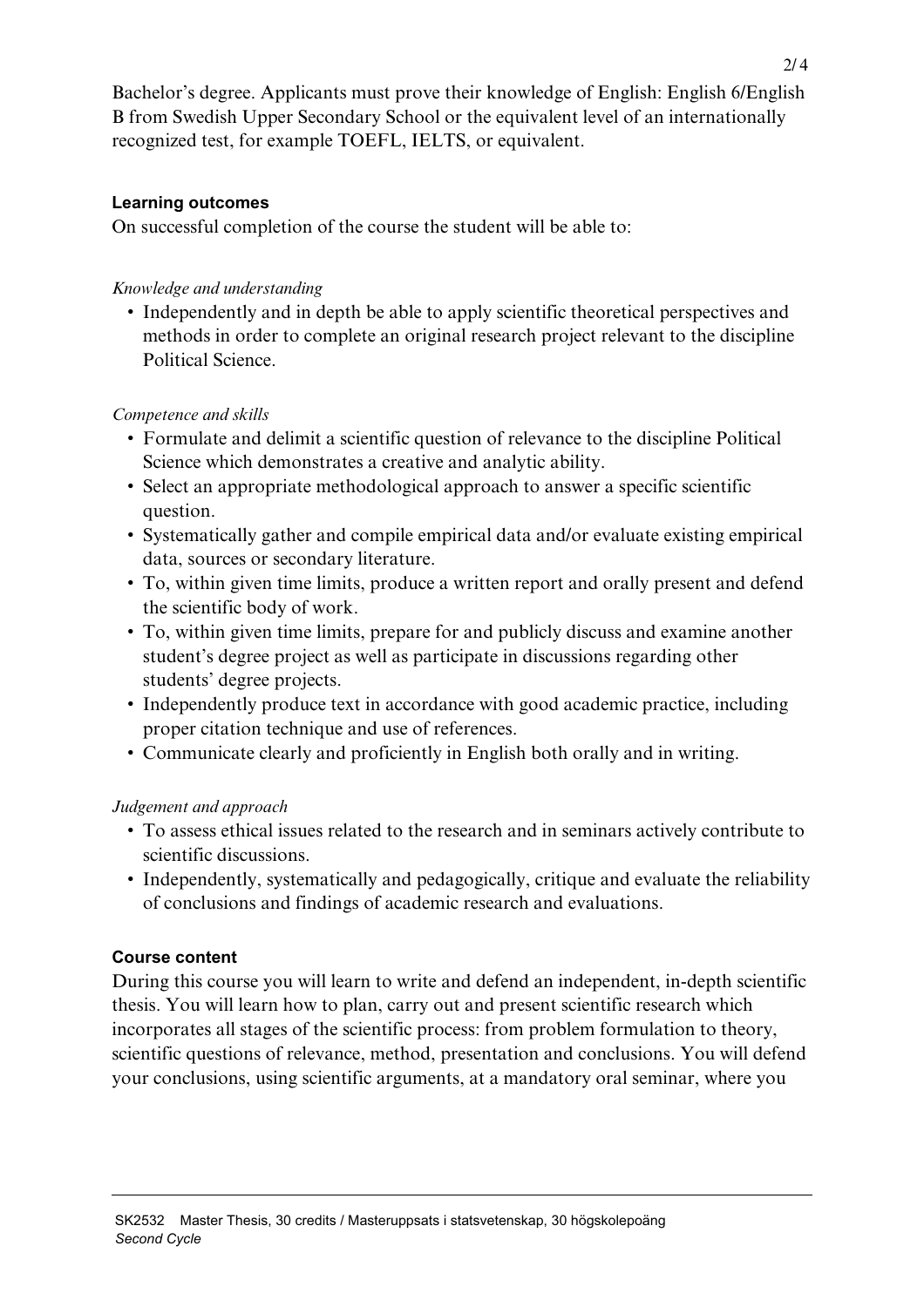Bachelor's degree. Applicants must prove their knowledge of English: English 6/English B from Swedish Upper Secondary School or the equivalent level of an internationally recognized test, for example TOEFL, IELTS, or equivalent.

### Learning outcomes

On successful completion of the course the student will be able to:

*Knowledge and understanding*

- Independently and in depth be able to apply scientific theoretical perspectives and methods in order to complete an original research project relevant to the discipline Political Science.

*Competence and skills*

- Formulate and delimit a scientific question of relevance to the discipline Political Science which demonstrates a creative and analytic ability.
- Select an appropriate methodological approach to answer a specific scientific question.
- Systematically gather and compile empirical data and/or evaluate existing empirical data, sources or secondary literature.
- To, within given time limits, produce a written report and orally present and defend the scientific body of work.
- To, within given time limits, prepare for and publicly discuss and examine another student's degree project as well as participate in discussions regarding other students' degree projects.
- Independently produce text in accordance with good academic practice, including proper citation technique and use of references.
- Communicate clearly and proficiently in English both orally and in writing.

*Judgement and approach*

- To assess ethical issues related to the research and in seminars actively contribute to scientific discussions.
- Independently, systematically and pedagogically, critique and evaluate the reliability of conclusions and findings of academic research and evaluations.

### Course content

During this course you will learn to write and defend an independent, in-depth scientific thesis. You will learn how to plan, carry out and present scientific research which incorporates all stages of the scientific process: from problem formulation to theory, scientific questions of relevance, method, presentation and conclusions. You will defend your conclusions, using scientific arguments, at a mandatory oral seminar, where you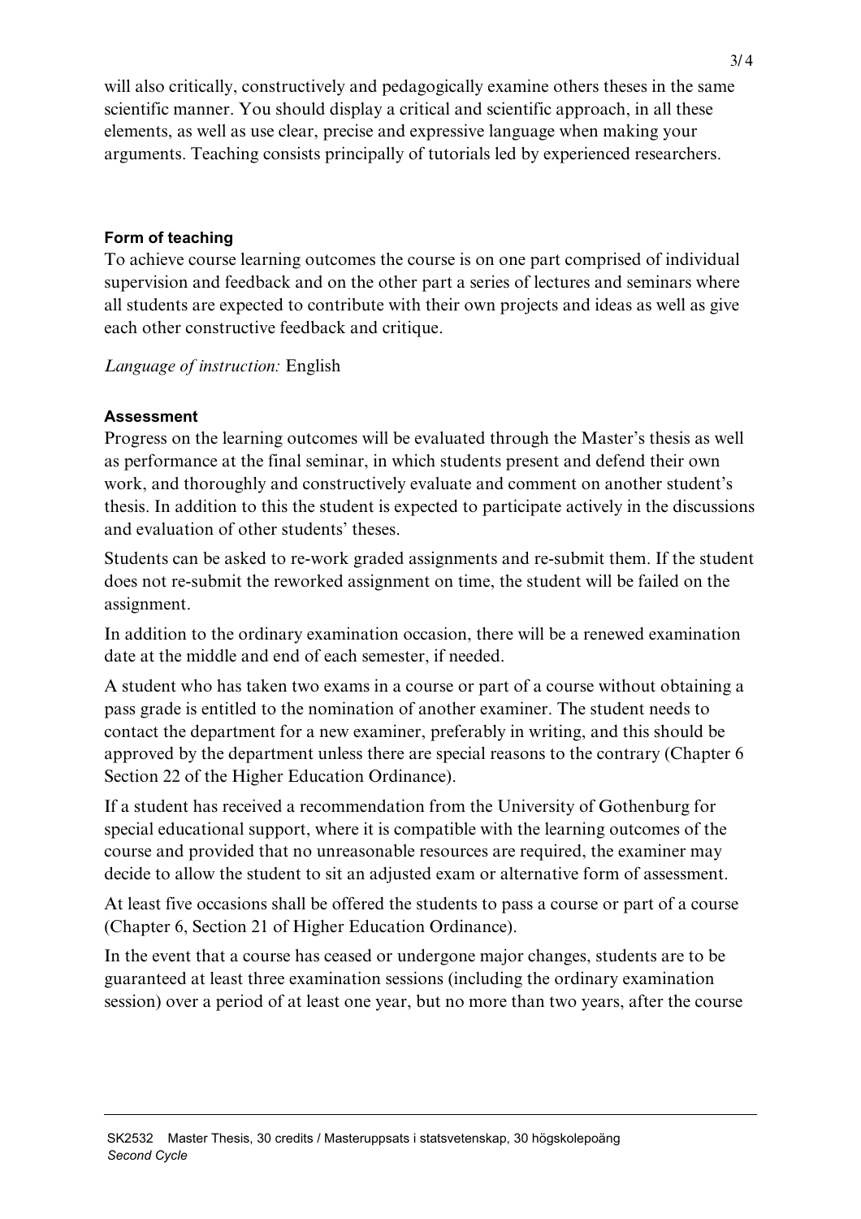will also critically, constructively and pedagogically examine others theses in the same scientific manner. You should display a critical and scientific approach, in all these elements, as well as use clear, precise and expressive language when making your arguments. Teaching consists principally of tutorials led by experienced researchers.

### Form of teaching

To achieve course learning outcomes the course is on one part comprised of individual supervision and feedback and on the other part a series of lectures and seminars where all students are expected to contribute with their own projects and ideas as well as give each other constructive feedback and critique.

*Language of instruction:* English

### Assessment

Progress on the learning outcomes will be evaluated through the Master's thesis as well as performance at the final seminar, in which students present and defend their own work, and thoroughly and constructively evaluate and comment on another student's thesis. In addition to this the student is expected to participate actively in the discussions and evaluation of other students' theses.

Students can be asked to re-work graded assignments and re-submit them. If the student does not re-submit the reworked assignment on time, the student will be failed on the assignment.

In addition to the ordinary examination occasion, there will be a renewed examination date at the middle and end of each semester, if needed.

A student who has taken two exams in a course or part of a course without obtaining a pass grade is entitled to the nomination of another examiner. The student needs to contact the department for a new examiner, preferably in writing, and this should be approved by the department unless there are special reasons to the contrary (Chapter 6 Section 22 of the Higher Education Ordinance).

If a student has received a recommendation from the University of Gothenburg for special educational support, where it is compatible with the learning outcomes of the course and provided that no unreasonable resources are required, the examiner may decide to allow the student to sit an adjusted exam or alternative form of assessment.

At least five occasions shall be offered the students to pass a course or part of a course (Chapter 6, Section 21 of Higher Education Ordinance).

In the event that a course has ceased or undergone major changes, students are to be guaranteed at least three examination sessions (including the ordinary examination session) over a period of at least one year, but no more than two years, after the course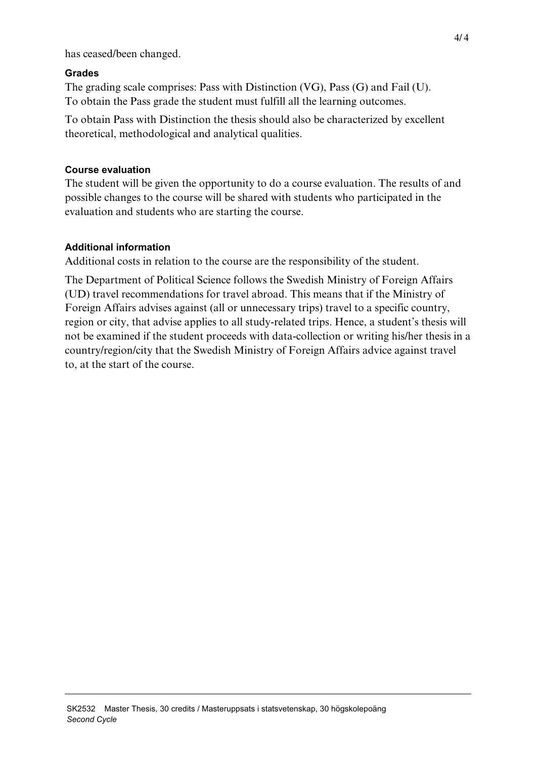has ceased/been changed.

## Grades

The grading scale comprises: Pass with Distinction (VG), Pass (G) and Fail (U).
To obtain the Pass grade the student must fulfill all the learning outcomes.

To obtain Pass with Distinction the thesis should also be characterized by excellent theoretical, methodological and analytical qualities.

## Course evaluation

The student will be given the opportunity to do a course evaluation. The results of and possible changes to the course will be shared with students who participated in the evaluation and students who are starting the course.

## Additional information

Additional costs in relation to the course are the responsibility of the student.

The Department of Political Science follows the Swedish Ministry of Foreign Affairs (UD) travel recommendations for travel abroad. This means that if the Ministry of Foreign Affairs advises against (all or unnecessary trips) travel to a specific country, region or city, that advise applies to all study-related trips. Hence, a student's thesis will not be examined if the student proceeds with data-collection or writing his/her thesis in a country/region/city that the Swedish Ministry of Foreign Affairs advice against travel to, at the start of the course.